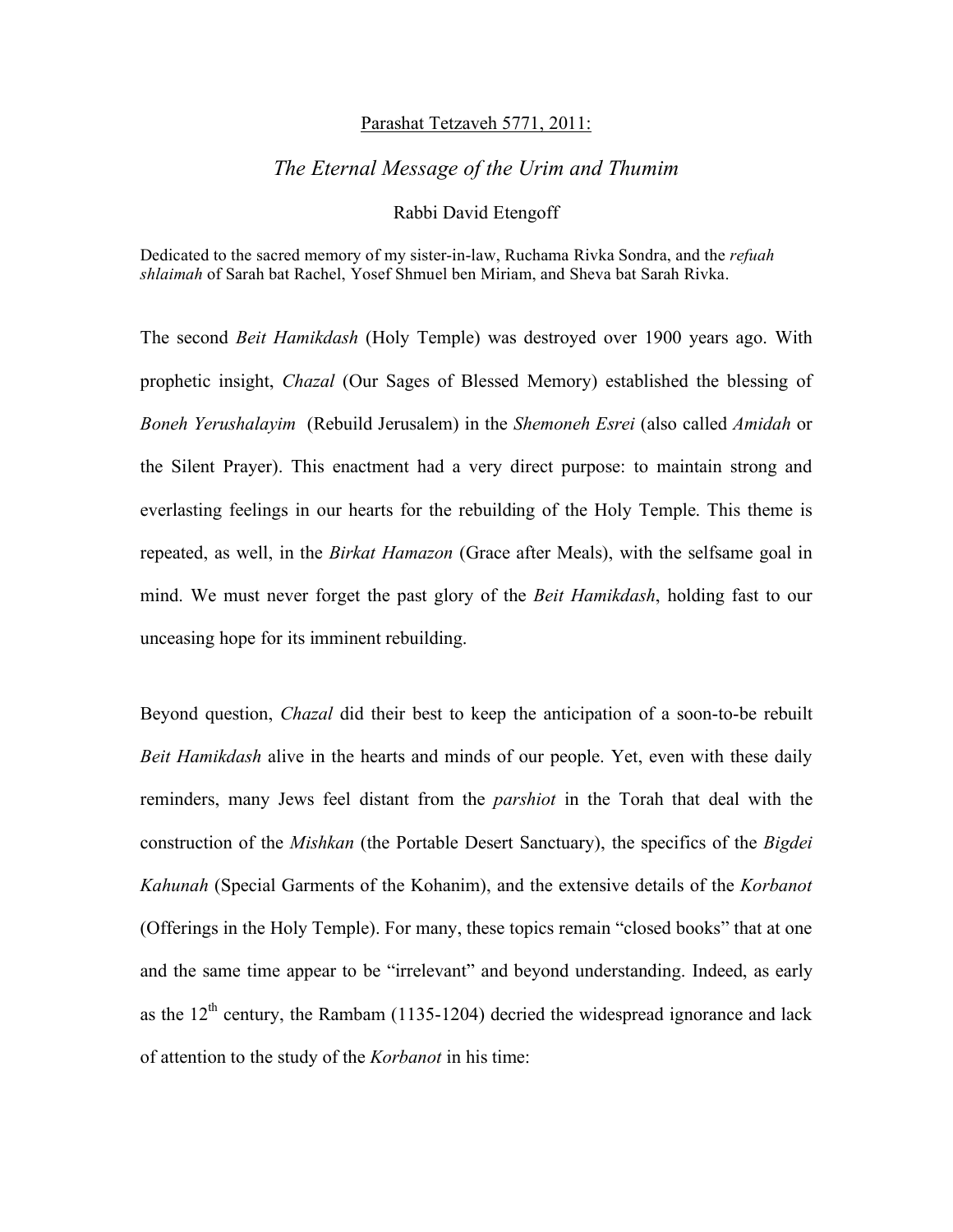Parashat Tetzaveh 5771, 2011:

# *The Eternal Message of the Urim and Thumim*

Rabbi David Etengoff

Dedicated to the sacred memory of my sister-in-law, Ruchama Rivka Sondra, and the *refuah shlaimah* of Sarah bat Rachel, Yosef Shmuel ben Miriam, and Sheva bat Sarah Rivka.

The second *Beit Hamikdash* (Holy Temple) was destroyed over 1900 years ago. With prophetic insight, *Chazal* (Our Sages of Blessed Memory) established the blessing of *Boneh Yerushalayim* (Rebuild Jerusalem) in the *Shemoneh Esrei* (also called *Amidah* or the Silent Prayer). This enactment had a very direct purpose: to maintain strong and everlasting feelings in our hearts for the rebuilding of the Holy Temple. This theme is repeated, as well, in the *Birkat Hamazon* (Grace after Meals), with the selfsame goal in mind. We must never forget the past glory of the *Beit Hamikdash*, holding fast to our unceasing hope for its imminent rebuilding.

Beyond question, *Chazal* did their best to keep the anticipation of a soon-to-be rebuilt *Beit Hamikdash* alive in the hearts and minds of our people. Yet, even with these daily reminders, many Jews feel distant from the *parshiot* in the Torah that deal with the construction of the *Mishkan* (the Portable Desert Sanctuary), the specifics of the *Bigdei Kahunah* (Special Garments of the Kohanim), and the extensive details of the *Korbanot* (Offerings in the Holy Temple). For many, these topics remain "closed books" that at one and the same time appear to be "irrelevant" and beyond understanding. Indeed, as early as the 12th century, the Rambam (1135-1204) decried the widespread ignorance and lack of attention to the study of the *Korbanot* in his time: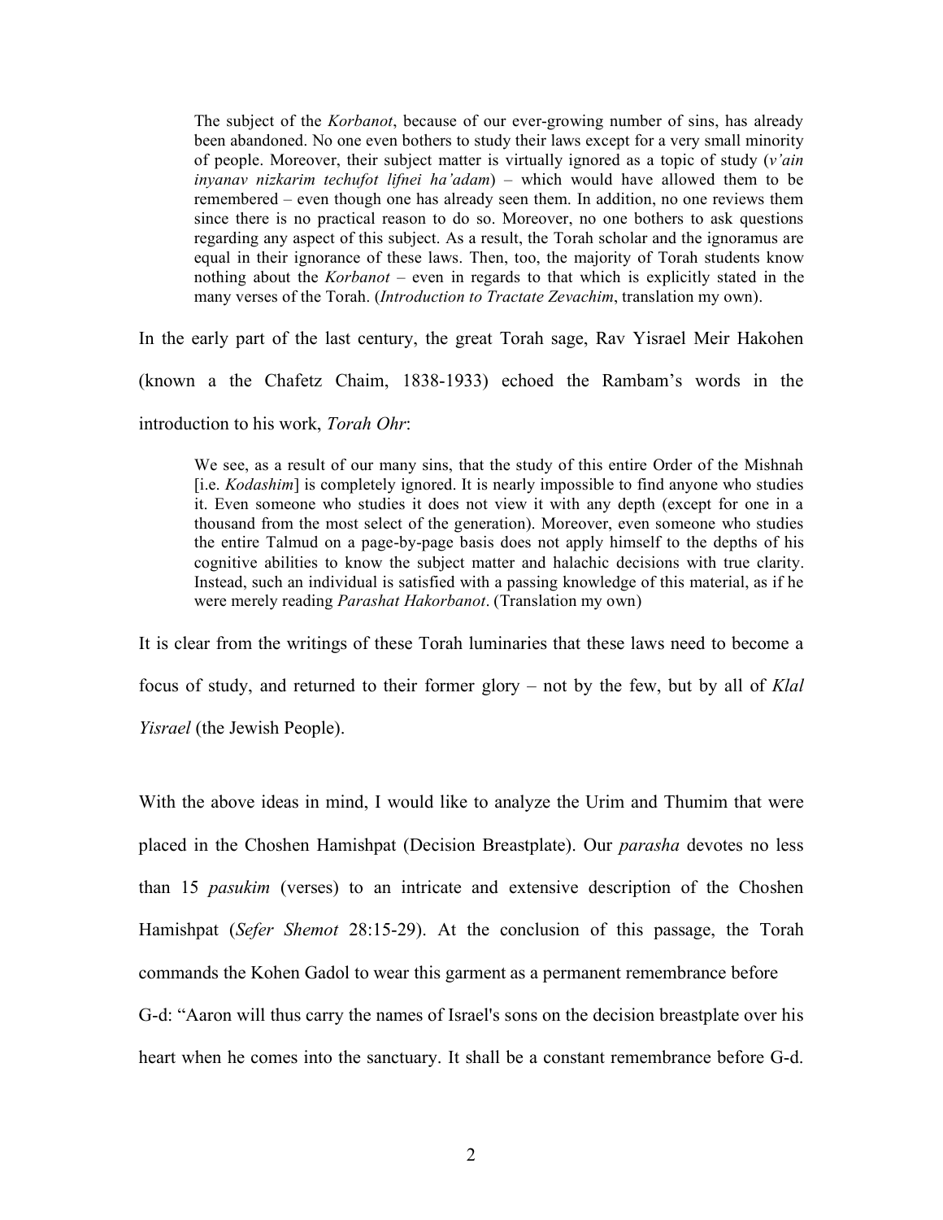> The subject of the *Korbanot*, because of our ever-growing number of sins, has already been abandoned. No one even bothers to study their laws except for a very small minority of people. Moreover, their subject matter is virtually ignored as a topic of study (*v'ain inyanav nizkarim techufot lifnei ha'adam*) – which would have allowed them to be remembered – even though one has already seen them. In addition, no one reviews them since there is no practical reason to do so. Moreover, no one bothers to ask questions regarding any aspect of this subject. As a result, the Torah scholar and the ignoramus are equal in their ignorance of these laws. Then, too, the majority of Torah students know nothing about the *Korbanot* – even in regards to that which is explicitly stated in the many verses of the Torah. (*Introduction to Tractate Zevachim*, translation my own).

In the early part of the last century, the great Torah sage, Rav Yisrael Meir Hakohen (known a the Chafetz Chaim, 1838-1933) echoed the Rambam's words in the introduction to his work, *Torah Ohr*:

> We see, as a result of our many sins, that the study of this entire Order of the Mishnah [i.e. *Kodashim*] is completely ignored. It is nearly impossible to find anyone who studies it. Even someone who studies it does not view it with any depth (except for one in a thousand from the most select of the generation). Moreover, even someone who studies the entire Talmud on a page-by-page basis does not apply himself to the depths of his cognitive abilities to know the subject matter and halachic decisions with true clarity. Instead, such an individual is satisfied with a passing knowledge of this material, as if he were merely reading *Parashat Hakorbanot*. (Translation my own)

It is clear from the writings of these Torah luminaries that these laws need to become a focus of study, and returned to their former glory – not by the few, but by all of *Klal Yisrael* (the Jewish People).

With the above ideas in mind, I would like to analyze the Urim and Thumim that were placed in the Choshen Hamishpat (Decision Breastplate). Our *parasha* devotes no less than 15 *pasukim* (verses) to an intricate and extensive description of the Choshen Hamishpat (*Sefer Shemot* 28:15-29). At the conclusion of this passage, the Torah commands the Kohen Gadol to wear this garment as a permanent remembrance before G-d: "Aaron will thus carry the names of Israel's sons on the decision breastplate over his heart when he comes into the sanctuary. It shall be a constant remembrance before G-d.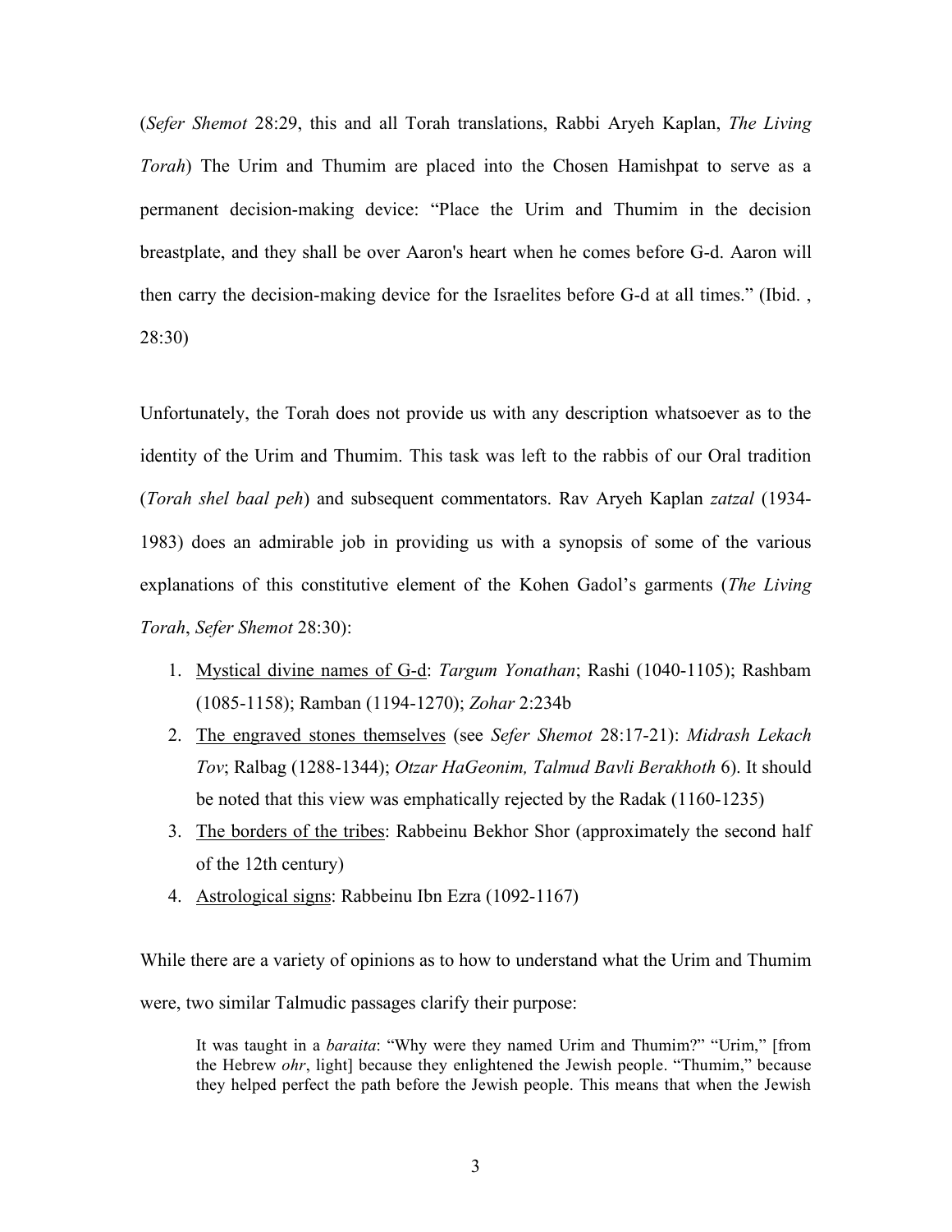(*Sefer Shemot* 28:29, this and all Torah translations, Rabbi Aryeh Kaplan, *The Living Torah*) The Urim and Thumim are placed into the Chosen Hamishpat to serve as a permanent decision-making device: "Place the Urim and Thumim in the decision breastplate, and they shall be over Aaron's heart when he comes before G-d. Aaron will then carry the decision-making device for the Israelites before G-d at all times." (Ibid. , 28:30)

Unfortunately, the Torah does not provide us with any description whatsoever as to the identity of the Urim and Thumim. This task was left to the rabbis of our Oral tradition (*Torah shel baal peh*) and subsequent commentators. Rav Aryeh Kaplan *zatzal* (1934-1983) does an admirable job in providing us with a synopsis of some of the various explanations of this constitutive element of the Kohen Gadol's garments (*The Living Torah*, *Sefer Shemot* 28:30):

1. <u>Mystical divine names of G-d</u>: *Targum Yonathan*; Rashi (1040-1105); Rashbam (1085-1158); Ramban (1194-1270); *Zohar* 2:234b
2. <u>The engraved stones themselves</u> (see *Sefer Shemot* 28:17-21): *Midrash Lekach Tov*; Ralbag (1288-1344); *Otzar HaGeonim, Talmud Bavli Berakhoth* 6). It should be noted that this view was emphatically rejected by the Radak (1160-1235)
3. <u>The borders of the tribes</u>: Rabbeinu Bekhor Shor (approximately the second half of the 12th century)
4. <u>Astrological signs</u>: Rabbeinu Ibn Ezra (1092-1167)

While there are a variety of opinions as to how to understand what the Urim and Thumim were, two similar Talmudic passages clarify their purpose:

> It was taught in a *baraita*: "Why were they named Urim and Thumim?" "Urim," [from the Hebrew *ohr*, light] because they enlightened the Jewish people. "Thumim," because they helped perfect the path before the Jewish people. This means that when the Jewish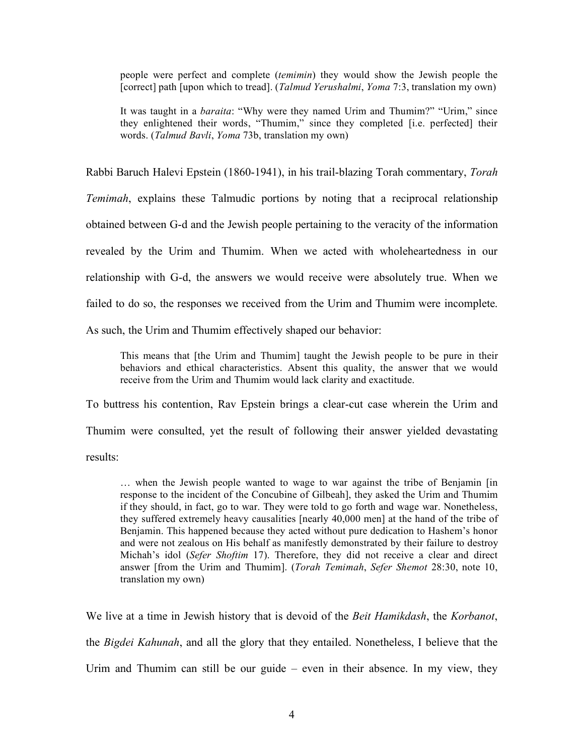> people were perfect and complete (*temimin*) they would show the Jewish people the [correct] path [upon which to tread]. (*Talmud Yerushalmi*, *Yoma* 7:3, translation my own)
>
> It was taught in a *baraita*: "Why were they named Urim and Thumim?" "Urim," since they enlightened their words, "Thumim," since they completed [i.e. perfected] their words. (*Talmud Bavli*, *Yoma* 73b, translation my own)

Rabbi Baruch Halevi Epstein (1860-1941), in his trail-blazing Torah commentary, *Torah Temimah*, explains these Talmudic portions by noting that a reciprocal relationship obtained between G-d and the Jewish people pertaining to the veracity of the information revealed by the Urim and Thumim. When we acted with wholeheartedness in our relationship with G-d, the answers we would receive were absolutely true. When we failed to do so, the responses we received from the Urim and Thumim were incomplete. As such, the Urim and Thumim effectively shaped our behavior:

> This means that [the Urim and Thumim] taught the Jewish people to be pure in their behaviors and ethical characteristics. Absent this quality, the answer that we would receive from the Urim and Thumim would lack clarity and exactitude.

To buttress his contention, Rav Epstein brings a clear-cut case wherein the Urim and Thumim were consulted, yet the result of following their answer yielded devastating results:

> … when the Jewish people wanted to wage to war against the tribe of Benjamin [in response to the incident of the Concubine of Gilbeah], they asked the Urim and Thumim if they should, in fact, go to war. They were told to go forth and wage war. Nonetheless, they suffered extremely heavy causalities [nearly 40,000 men] at the hand of the tribe of Benjamin. This happened because they acted without pure dedication to Hashem's honor and were not zealous on His behalf as manifestly demonstrated by their failure to destroy Michah's idol (*Sefer Shoftim* 17). Therefore, they did not receive a clear and direct answer [from the Urim and Thumim]. (*Torah Temimah*, *Sefer Shemot* 28:30, note 10, translation my own)

We live at a time in Jewish history that is devoid of the *Beit Hamikdash*, the *Korbanot*, the *Bigdei Kahunah*, and all the glory that they entailed. Nonetheless, I believe that the Urim and Thumim can still be our guide – even in their absence. In my view, they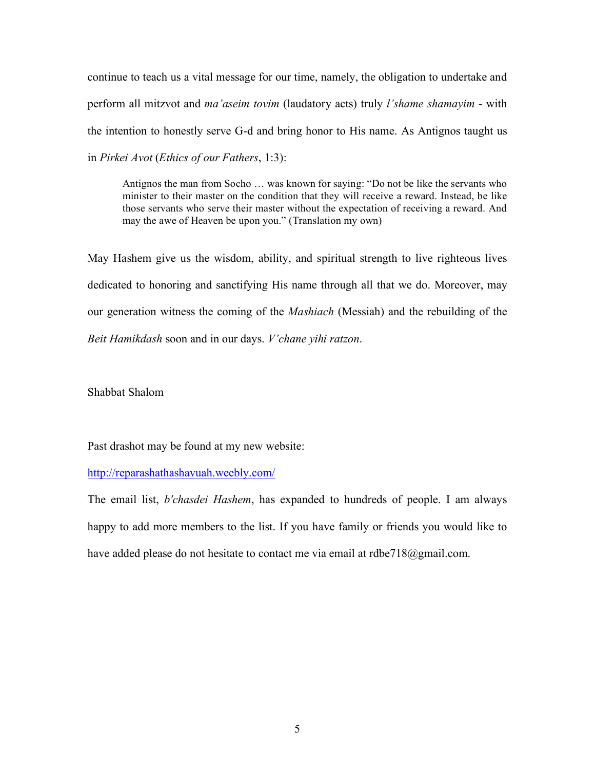continue to teach us a vital message for our time, namely, the obligation to undertake and perform all mitzvot and *ma'aseim tovim* (laudatory acts) truly *l'shame shamayim* - with the intention to honestly serve G-d and bring honor to His name. As Antignos taught us in *Pirkei Avot* (*Ethics of our Fathers*, 1:3):

> Antignos the man from Socho … was known for saying: "Do not be like the servants who minister to their master on the condition that they will receive a reward. Instead, be like those servants who serve their master without the expectation of receiving a reward. And may the awe of Heaven be upon you." (Translation my own)

May Hashem give us the wisdom, ability, and spiritual strength to live righteous lives dedicated to honoring and sanctifying His name through all that we do. Moreover, may our generation witness the coming of the *Mashiach* (Messiah) and the rebuilding of the *Beit Hamikdash* soon and in our days. *V'chane yihi ratzon*.

Shabbat Shalom

Past drashot may be found at my new website:

http://reparashathashavuah.weebly.com/

The email list, *b'chasdei Hashem*, has expanded to hundreds of people. I am always happy to add more members to the list. If you have family or friends you would like to have added please do not hesitate to contact me via email at rdbe718@gmail.com.